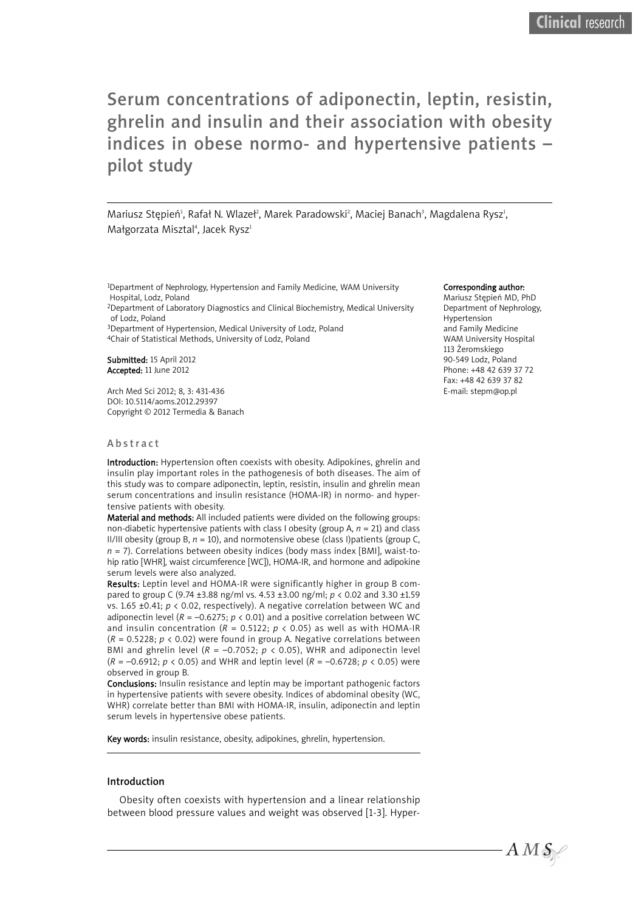# Serum concentrations of adiponectin, leptin, resistin, ghrelin and insulin and their association with obesity indices in obese normo- and hypertensive patients – pilot study

Mariusz Stępień[1], Rafał N. Wlazeł[2], Marek Paradowski[2], Maciej Banach[3], Magdalena Rysz[1], Małgorzata Misztal[4], Jacek Rysz[1]

[1]Department of Nephrology, Hypertension and Family Medicine, WAM University Hospital, Lodz, Poland
[2]Department of Laboratory Diagnostics and Clinical Biochemistry, Medical University of Lodz, Poland
[3]Department of Hypertension, Medical University of Lodz, Poland
[4]Chair of Statistical Methods, University of Lodz, Poland

**Submitted:** 15 April 2012
**Accepted:** 11 June 2012

Arch Med Sci 2012; 8, 3: 431-436
DOI: 10.5114/aoms.2012.29397
Copyright © 2012 Termedia & Banach

**Corresponding author:**
Mariusz Stępień MD, PhD
Department of Nephrology, Hypertension and Family Medicine
WAM University Hospital
113 Żeromskiego
90-549 Lodz, Poland
Phone: +48 42 639 37 72
Fax: +48 42 639 37 82
E-mail: stepm@op.pl

## Abstract

**Introduction:** Hypertension often coexists with obesity. Adipokines, ghrelin and insulin play important roles in the pathogenesis of both diseases. The aim of this study was to compare adiponectin, leptin, resistin, insulin and ghrelin mean serum concentrations and insulin resistance (HOMA-IR) in normo- and hypertensive patients with obesity.

**Material and methods:** All included patients were divided on the following groups: non-diabetic hypertensive patients with class I obesity (group A, $n$ = 21) and class II/III obesity (group B, $n$ = 10), and normotensive obese (class I)patients (group C, $n$ = 7). Correlations between obesity indices (body mass index [BMI], waist-to-hip ratio [WHR], waist circumference [WC]), HOMA-IR, and hormone and adipokine serum levels were also analyzed.

**Results:** Leptin level and HOMA-IR were significantly higher in group B compared to group C (9.74 ±3.88 ng/ml vs. 4.53 ±3.00 ng/ml; $p < 0.02$ and 3.30 ±1.59 vs. 1.65 ±0.41; $p < 0.02$, respectively). A negative correlation between WC and adiponectin level ($R = -0.6275$; $p < 0.01$) and a positive correlation between WC and insulin concentration ($R = 0.5122$; $p < 0.05$) as well as with HOMA-IR ($R = 0.5228$; $p < 0.02$) were found in group A. Negative correlations between BMI and ghrelin level ($R = -0.7052$; $p < 0.05$), WHR and adiponectin level ($R = -0.6912$; $p < 0.05$) and WHR and leptin level ($R = -0.6728$; $p < 0.05$) were observed in group B.

**Conclusions:** Insulin resistance and leptin may be important pathogenic factors in hypertensive patients with severe obesity. Indices of abdominal obesity (WC, WHR) correlate better than BMI with HOMA-IR, insulin, adiponectin and leptin serum levels in hypertensive obese patients.

**Key words:** insulin resistance, obesity, adipokines, ghrelin, hypertension.

## Introduction

Obesity often coexists with hypertension and a linear relationship between blood pressure values and weight was observed [1-3]. Hyper-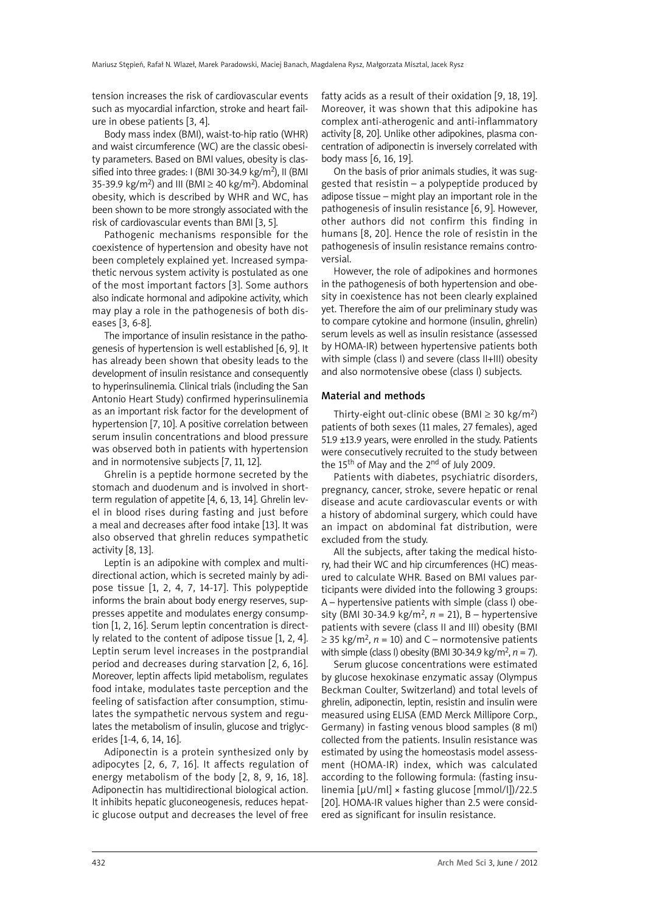tension increases the risk of cardiovascular events such as myocardial infarction, stroke and heart failure in obese patients [3, 4].

Body mass index (BMI), waist-to-hip ratio (WHR) and waist circumference (WC) are the classic obesity parameters. Based on BMI values, obesity is classified into three grades: I (BMI 30-34.9 kg/m$^2$), II (BMI 35-39.9 kg/m$^2$) and III (BMI ≥ 40 kg/m$^2$). Abdominal obesity, which is described by WHR and WC, has been shown to be more strongly associated with the risk of cardiovascular events than BMI [3, 5].

Pathogenic mechanisms responsible for the coexistence of hypertension and obesity have not been completely explained yet. Increased sympathetic nervous system activity is postulated as one of the most important factors [3]. Some authors also indicate hormonal and adipokine activity, which may play a role in the pathogenesis of both diseases [3, 6-8].

The importance of insulin resistance in the pathogenesis of hypertension is well established [6, 9]. It has already been shown that obesity leads to the development of insulin resistance and consequently to hyperinsulinemia. Clinical trials (including the San Antonio Heart Study) confirmed hyperinsulinemia as an important risk factor for the development of hypertension [7, 10]. A positive correlation between serum insulin concentrations and blood pressure was observed both in patients with hypertension and in normotensive subjects [7, 11, 12].

Ghrelin is a peptide hormone secreted by the stomach and duodenum and is involved in short-term regulation of appetite [4, 6, 13, 14]. Ghrelin level in blood rises during fasting and just before a meal and decreases after food intake [13]. It was also observed that ghrelin reduces sympathetic activity [8, 13].

Leptin is an adipokine with complex and multidirectional action, which is secreted mainly by adipose tissue [1, 2, 4, 7, 14-17]. This polypeptide informs the brain about body energy reserves, suppresses appetite and modulates energy consumption [1, 2, 16]. Serum leptin concentration is directly related to the content of adipose tissue [1, 2, 4]. Leptin serum level increases in the postprandial period and decreases during starvation [2, 6, 16]. Moreover, leptin affects lipid metabolism, regulates food intake, modulates taste perception and the feeling of satisfaction after consumption, stimulates the sympathetic nervous system and regulates the metabolism of insulin, glucose and triglycerides [1-4, 6, 14, 16].

Adiponectin is a protein synthesized only by adipocytes [2, 6, 7, 16]. It affects regulation of energy metabolism of the body [2, 8, 9, 16, 18]. Adiponectin has multidirectional biological action. It inhibits hepatic gluconeogenesis, reduces hepatic glucose output and decreases the level of free fatty acids as a result of their oxidation [9, 18, 19]. Moreover, it was shown that this adipokine has complex anti-atherogenic and anti-inflammatory activity [8, 20]. Unlike other adipokines, plasma concentration of adiponectin is inversely correlated with body mass [6, 16, 19].

On the basis of prior animals studies, it was suggested that resistin – a polypeptide produced by adipose tissue – might play an important role in the pathogenesis of insulin resistance [6, 9]. However, other authors did not confirm this finding in humans [8, 20]. Hence the role of resistin in the pathogenesis of insulin resistance remains controversial.

However, the role of adipokines and hormones in the pathogenesis of both hypertension and obesity in coexistence has not been clearly explained yet. Therefore the aim of our preliminary study was to compare cytokine and hormone (insulin, ghrelin) serum levels as well as insulin resistance (assessed by HOMA-IR) between hypertensive patients both with simple (class I) and severe (class II+III) obesity and also normotensive obese (class I) subjects.

## Material and methods

Thirty-eight out-clinic obese (BMI ≥ 30 kg/m$^2$) patients of both sexes (11 males, 27 females), aged 51.9 ±13.9 years, were enrolled in the study. Patients were consecutively recruited to the study between the 15th of May and the 2nd of July 2009.

Patients with diabetes, psychiatric disorders, pregnancy, cancer, stroke, severe hepatic or renal disease and acute cardiovascular events or with a history of abdominal surgery, which could have an impact on abdominal fat distribution, were excluded from the study.

All the subjects, after taking the medical history, had their WC and hip circumferences (HC) measured to calculate WHR. Based on BMI values participants were divided into the following 3 groups: A – hypertensive patients with simple (class I) obesity (BMI 30-34.9 kg/m$^2$, $n$ = 21), B – hypertensive patients with severe (class II and III) obesity (BMI ≥ 35 kg/m$^2$, $n$ = 10) and C – normotensive patients with simple (class I) obesity (BMI 30-34.9 kg/m$^2$, $n$ = 7).

Serum glucose concentrations were estimated by glucose hexokinase enzymatic assay (Olympus Beckman Coulter, Switzerland) and total levels of ghrelin, adiponectin, leptin, resistin and insulin were measured using ELISA (EMD Merck Millipore Corp., Germany) in fasting venous blood samples (8 ml) collected from the patients. Insulin resistance was estimated by using the homeostasis model assessment (HOMA-IR) index, which was calculated according to the following formula: (fasting insulinemia [μU/ml] × fasting glucose [mmol/l])/22.5 [20]. HOMA-IR values higher than 2.5 were considered as significant for insulin resistance.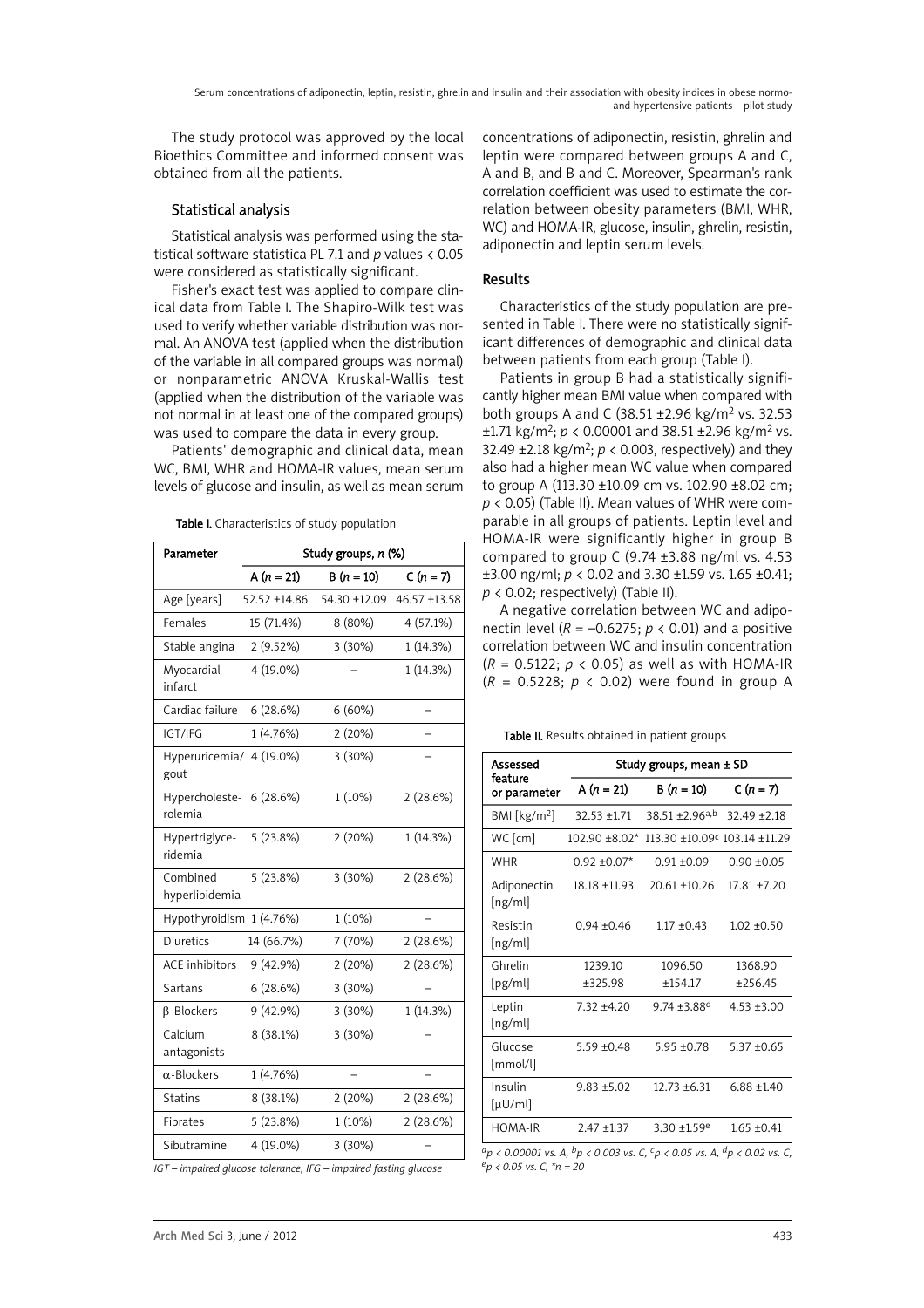The study protocol was approved by the local Bioethics Committee and informed consent was obtained from all the patients.

### Statistical analysis

Statistical analysis was performed using the statistical software statistica PL 7.1 and $p$ values < 0.05 were considered as statistically significant.

Fisher's exact test was applied to compare clinical data from Table I. The Shapiro-Wilk test was used to verify whether variable distribution was normal. An ANOVA test (applied when the distribution of the variable in all compared groups was normal) or nonparametric ANOVA Kruskal-Wallis test (applied when the distribution of the variable was not normal in at least one of the compared groups) was used to compare the data in every group.

Patients' demographic and clinical data, mean WC, BMI, WHR and HOMA-IR values, mean serum levels of glucose and insulin, as well as mean serum concentrations of adiponectin, resistin, ghrelin and leptin were compared between groups A and C, A and B, and B and C. Moreover, Spearman's rank correlation coefficient was used to estimate the correlation between obesity parameters (BMI, WHR, WC) and HOMA-IR, glucose, insulin, ghrelin, resistin, adiponectin and leptin serum levels.

**Table I.** Characteristics of study population

| Parameter | Study groups, *n* (%) | | |
|---|---|---|---|
| | A (*n* = 21) | B (*n* = 10) | C (*n* = 7) |
| Age [years] | 52.52 ±14.86 | 54.30 ±12.09 | 46.57 ±13.58 |
| Females | 15 (71.4%) | 8 (80%) | 4 (57.1%) |
| Stable angina | 2 (9.52%) | 3 (30%) | 1 (14.3%) |
| Myocardial infarct | 4 (19.0%) | – | 1 (14.3%) |
| Cardiac failure | 6 (28.6%) | 6 (60%) | – |
| IGT/IFG | 1 (4.76%) | 2 (20%) | – |
| Hyperuricemia/gout | 4 (19.0%) | 3 (30%) | – |
| Hypercholesterolemia | 6 (28.6%) | 1 (10%) | 2 (28.6%) |
| Hypertriglyceridemia | 5 (23.8%) | 2 (20%) | 1 (14.3%) |
| Combined hyperlipidemia | 5 (23.8%) | 3 (30%) | 2 (28.6%) |
| Hypothyroidism | 1 (4.76%) | 1 (10%) | – |
| Diuretics | 14 (66.7%) | 7 (70%) | 2 (28.6%) |
| ACE inhibitors | 9 (42.9%) | 2 (20%) | 2 (28.6%) |
| Sartans | 6 (28.6%) | 3 (30%) | – |
| β-Blockers | 9 (42.9%) | 3 (30%) | 1 (14.3%) |
| Calcium antagonists | 8 (38.1%) | 3 (30%) | – |
| α-Blockers | 1 (4.76%) | – | – |
| Statins | 8 (38.1%) | 2 (20%) | 2 (28.6%) |
| Fibrates | 5 (23.8%) | 1 (10%) | 2 (28.6%) |
| Sibutramine | 4 (19.0%) | 3 (30%) | – |

*IGT – impaired glucose tolerance, IFG – impaired fasting glucose*

### Results

Characteristics of the study population are presented in Table I. There were no statistically significant differences of demographic and clinical data between patients from each group (Table I).

Patients in group B had a statistically significantly higher mean BMI value when compared with both groups A and C (38.51 ±2.96 kg/m$^2$ vs. 32.53 ±1.71 kg/m$^2$; $p < 0.00001$ and 38.51 ±2.96 kg/m$^2$ vs. 32.49 ±2.18 kg/m$^2$; $p < 0.003$, respectively) and they also had a higher mean WC value when compared to group A (113.30 ±10.09 cm vs. 102.90 ±8.02 cm; $p < 0.05$) (Table II). Mean values of WHR were comparable in all groups of patients. Leptin level and HOMA-IR were significantly higher in group B compared to group C (9.74 ±3.88 ng/ml vs. 4.53 ±3.00 ng/ml; $p < 0.02$ and 3.30 ±1.59 vs. 1.65 ±0.41; $p < 0.02$; respectively) (Table II).

A negative correlation between WC and adiponectin level ($R = -0.6275$; $p < 0.01$) and a positive correlation between WC and insulin concentration ($R = 0.5122$; $p < 0.05$) as well as with HOMA-IR ($R = 0.5228$; $p < 0.02$) were found in group A

**Table II.** Results obtained in patient groups

| Assessed feature or parameter | Study groups, mean ± SD | | |
|---|---|---|---|
| | A (*n* = 21) | B (*n* = 10) | C (*n* = 7) |
| BMI [kg/m$^2$] | 32.53 ±1.71 | 38.51 ±2.96$^{a,b}$ | 32.49 ±2.18 |
| WC [cm] | 102.90 ±8.02* | 113.30 ±10.09$^c$ | 103.14 ±11.29 |
| WHR | 0.92 ±0.07* | 0.91 ±0.09 | 0.90 ±0.05 |
| Adiponectin [ng/ml] | 18.18 ±11.93 | 20.61 ±10.26 | 17.81 ±7.20 |
| Resistin [ng/ml] | 0.94 ±0.46 | 1.17 ±0.43 | 1.02 ±0.50 |
| Ghrelin [pg/ml] | 1239.10 ±325.98 | 1096.50 ±154.17 | 1368.90 ±256.45 |
| Leptin [ng/ml] | 7.32 ±4.20 | 9.74 ±3.88$^d$ | 4.53 ±3.00 |
| Glucose [mmol/l] | 5.59 ±0.48 | 5.95 ±0.78 | 5.37 ±0.65 |
| Insulin [μU/ml] | 9.83 ±5.02 | 12.73 ±6.31 | 6.88 ±1.40 |
| HOMA-IR | 2.47 ±1.37 | 3.30 ±1.59$^e$ | 1.65 ±0.41 |

$^a$*p < 0.00001 vs. A,* $^b$*p < 0.003 vs. C,* $^c$*p < 0.05 vs. A,* $^d$*p < 0.02 vs. C,* $^e$*p < 0.05 vs. C, \*n = 20*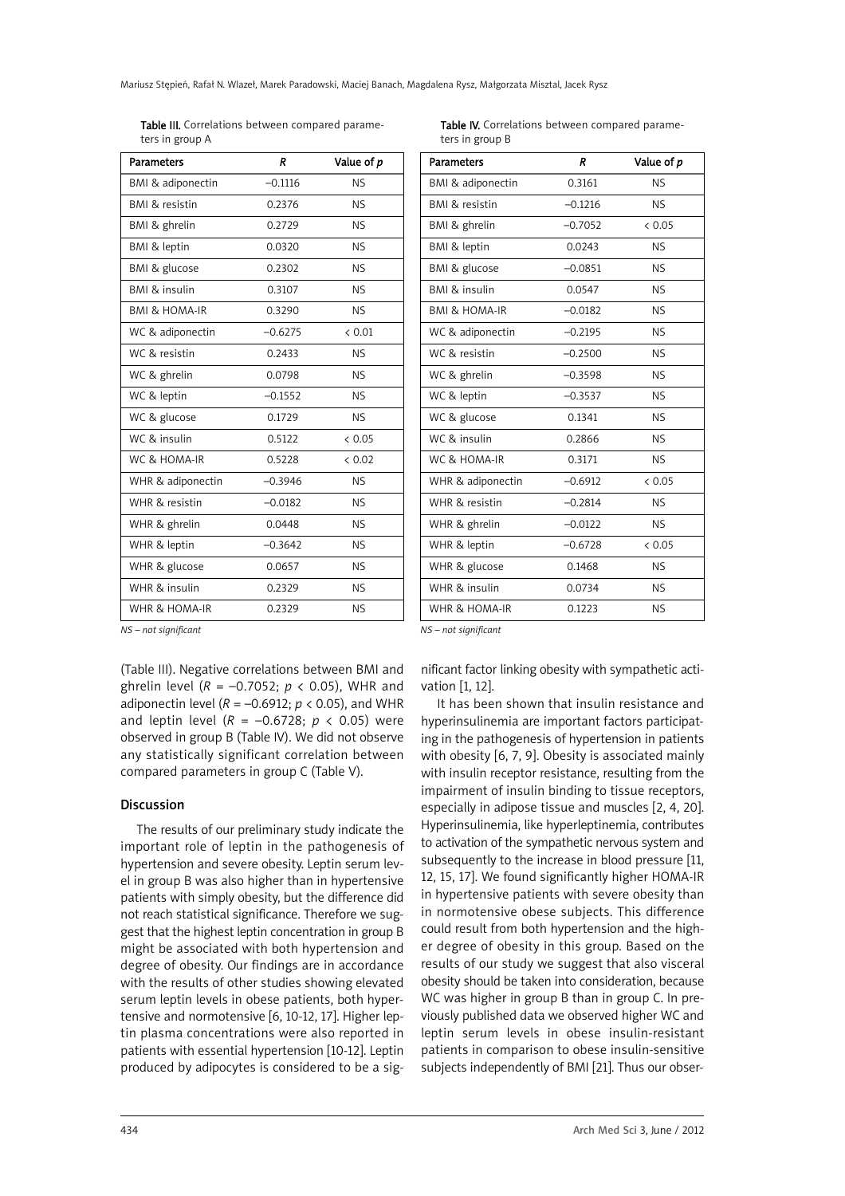**Table III.** Correlations between compared parameters in group A

| Parameters | $R$ | Value of $p$ |
|---|---|---|
| BMI & adiponectin | –0.1116 | NS |
| BMI & resistin | 0.2376 | NS |
| BMI & ghrelin | 0.2729 | NS |
| BMI & leptin | 0.0320 | NS |
| BMI & glucose | 0.2302 | NS |
| BMI & insulin | 0.3107 | NS |
| BMI & HOMA-IR | 0.3290 | NS |
| WC & adiponectin | –0.6275 | < 0.01 |
| WC & resistin | 0.2433 | NS |
| WC & ghrelin | 0.0798 | NS |
| WC & leptin | –0.1552 | NS |
| WC & glucose | 0.1729 | NS |
| WC & insulin | 0.5122 | < 0.05 |
| WC & HOMA-IR | 0.5228 | < 0.02 |
| WHR & adiponectin | –0.3946 | NS |
| WHR & resistin | –0.0182 | NS |
| WHR & ghrelin | 0.0448 | NS |
| WHR & leptin | –0.3642 | NS |
| WHR & glucose | 0.0657 | NS |
| WHR & insulin | 0.2329 | NS |
| WHR & HOMA-IR | 0.2329 | NS |

*NS – not significant*

**Table IV.** Correlations between compared parameters in group B

| Parameters | $R$ | Value of $p$ |
|---|---|---|
| BMI & adiponectin | 0.3161 | NS |
| BMI & resistin | –0.1216 | NS |
| BMI & ghrelin | –0.7052 | < 0.05 |
| BMI & leptin | 0.0243 | NS |
| BMI & glucose | –0.0851 | NS |
| BMI & insulin | 0.0547 | NS |
| BMI & HOMA-IR | –0.0182 | NS |
| WC & adiponectin | –0.2195 | NS |
| WC & resistin | –0.2500 | NS |
| WC & ghrelin | –0.3598 | NS |
| WC & leptin | –0.3537 | NS |
| WC & glucose | 0.1341 | NS |
| WC & insulin | 0.2866 | NS |
| WC & HOMA-IR | 0.3171 | NS |
| WHR & adiponectin | –0.6912 | < 0.05 |
| WHR & resistin | –0.2814 | NS |
| WHR & ghrelin | –0.0122 | NS |
| WHR & leptin | –0.6728 | < 0.05 |
| WHR & glucose | 0.1468 | NS |
| WHR & insulin | 0.0734 | NS |
| WHR & HOMA-IR | 0.1223 | NS |

*NS – not significant*

(Table III). Negative correlations between BMI and ghrelin level ($R$ = –0.7052; $p < 0.05$), WHR and adiponectin level ($R$ = –0.6912; $p < 0.05$), and WHR and leptin level ($R$ = –0.6728; $p < 0.05$) were observed in group B (Table IV). We did not observe any statistically significant correlation between compared parameters in group C (Table V).

## Discussion

The results of our preliminary study indicate the important role of leptin in the pathogenesis of hypertension and severe obesity. Leptin serum level in group B was also higher than in hypertensive patients with simply obesity, but the difference did not reach statistical significance. Therefore we suggest that the highest leptin concentration in group B might be associated with both hypertension and degree of obesity. Our findings are in accordance with the results of other studies showing elevated serum leptin levels in obese patients, both hypertensive and normotensive [6, 10-12, 17]. Higher leptin plasma concentrations were also reported in patients with essential hypertension [10-12]. Leptin produced by adipocytes is considered to be a significant factor linking obesity with sympathetic activation [1, 12].

It has been shown that insulin resistance and hyperinsulinemia are important factors participating in the pathogenesis of hypertension in patients with obesity [6, 7, 9]. Obesity is associated mainly with insulin receptor resistance, resulting from the impairment of insulin binding to tissue receptors, especially in adipose tissue and muscles [2, 4, 20]. Hyperinsulinemia, like hyperleptinemia, contributes to activation of the sympathetic nervous system and subsequently to the increase in blood pressure [11, 12, 15, 17]. We found significantly higher HOMA-IR in hypertensive patients with severe obesity than in normotensive obese subjects. This difference could result from both hypertension and the higher degree of obesity in this group. Based on the results of our study we suggest that also visceral obesity should be taken into consideration, because WC was higher in group B than in group C. In previously published data we observed higher WC and leptin serum levels in obese insulin-resistant patients in comparison to obese insulin-sensitive subjects independently of BMI [21]. Thus our obser-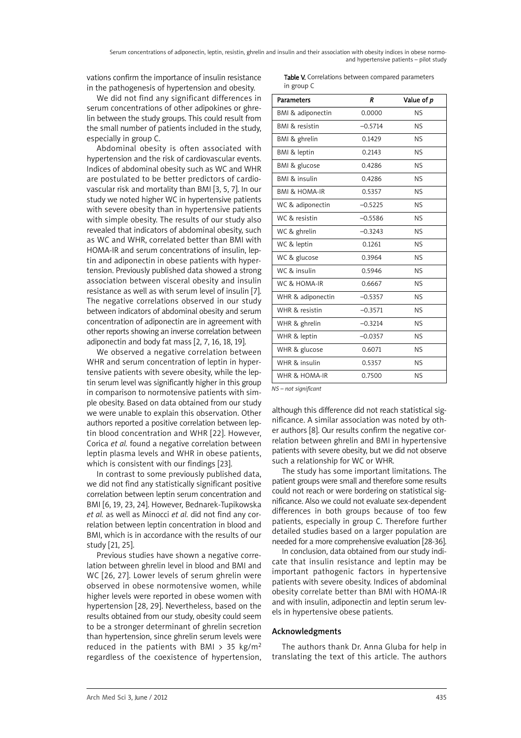vations confirm the importance of insulin resistance in the pathogenesis of hypertension and obesity.

We did not find any significant differences in serum concentrations of other adipokines or ghrelin between the study groups. This could result from the small number of patients included in the study, especially in group C.

Abdominal obesity is often associated with hypertension and the risk of cardiovascular events. Indices of abdominal obesity such as WC and WHR are postulated to be better predictors of cardiovascular risk and mortality than BMI [3, 5, 7]. In our study we noted higher WC in hypertensive patients with severe obesity than in hypertensive patients with simple obesity. The results of our study also revealed that indicators of abdominal obesity, such as WC and WHR, correlated better than BMI with HOMA-IR and serum concentrations of insulin, leptin and adiponectin in obese patients with hypertension. Previously published data showed a strong association between visceral obesity and insulin resistance as well as with serum level of insulin [7]. The negative correlations observed in our study between indicators of abdominal obesity and serum concentration of adiponectin are in agreement with other reports showing an inverse correlation between adiponectin and body fat mass [2, 7, 16, 18, 19].

We observed a negative correlation between WHR and serum concentration of leptin in hypertensive patients with severe obesity, while the leptin serum level was significantly higher in this group in comparison to normotensive patients with simple obesity. Based on data obtained from our study we were unable to explain this observation. Other authors reported a positive correlation between leptin blood concentration and WHR [22]. However, Corica *et al.* found a negative correlation between leptin plasma levels and WHR in obese patients, which is consistent with our findings [23].

In contrast to some previously published data, we did not find any statistically significant positive correlation between leptin serum concentration and BMI [6, 19, 23, 24]. However, Bednarek-Tupikowska *et al.* as well as Minocci *et al.* did not find any correlation between leptin concentration in blood and BMI, which is in accordance with the results of our study [21, 25].

Previous studies have shown a negative correlation between ghrelin level in blood and BMI and WC [26, 27]. Lower levels of serum ghrelin were observed in obese normotensive women, while higher levels were reported in obese women with hypertension [28, 29]. Nevertheless, based on the results obtained from our study, obesity could seem to be a stronger determinant of ghrelin secretion than hypertension, since ghrelin serum levels were reduced in the patients with BMI > 35 kg/m$^2$ regardless of the coexistence of hypertension, although this difference did not reach statistical significance. A similar association was noted by other authors [8]. Our results confirm the negative correlation between ghrelin and BMI in hypertensive patients with severe obesity, but we did not observe such a relationship for WC or WHR.

**Table V.** Correlations between compared parameters in group C

| Parameters | *R* | Value of *p* |
|---|---|---|
| BMI & adiponectin | 0.0000 | NS |
| BMI & resistin | –0.5714 | NS |
| BMI & ghrelin | 0.1429 | NS |
| BMI & leptin | 0.2143 | NS |
| BMI & glucose | 0.4286 | NS |
| BMI & insulin | 0.4286 | NS |
| BMI & HOMA-IR | 0.5357 | NS |
| WC & adiponectin | –0.5225 | NS |
| WC & resistin | –0.5586 | NS |
| WC & ghrelin | –0.3243 | NS |
| WC & leptin | 0.1261 | NS |
| WC & glucose | 0.3964 | NS |
| WC & insulin | 0.5946 | NS |
| WC & HOMA-IR | 0.6667 | NS |
| WHR & adiponectin | –0.5357 | NS |
| WHR & resistin | –0.3571 | NS |
| WHR & ghrelin | –0.3214 | NS |
| WHR & leptin | –0.0357 | NS |
| WHR & glucose | 0.6071 | NS |
| WHR & insulin | 0.5357 | NS |
| WHR & HOMA-IR | 0.7500 | NS |

*NS – not significant*

The study has some important limitations. The patient groups were small and therefore some results could not reach or were bordering on statistical significance. Also we could not evaluate sex-dependent differences in both groups because of too few patients, especially in group C. Therefore further detailed studies based on a larger population are needed for a more comprehensive evaluation [28-36].

In conclusion, data obtained from our study indicate that insulin resistance and leptin may be important pathogenic factors in hypertensive patients with severe obesity. Indices of abdominal obesity correlate better than BMI with HOMA-IR and with insulin, adiponectin and leptin serum levels in hypertensive obese patients.

## Acknowledgments

The authors thank Dr. Anna Gluba for help in translating the text of this article. The authors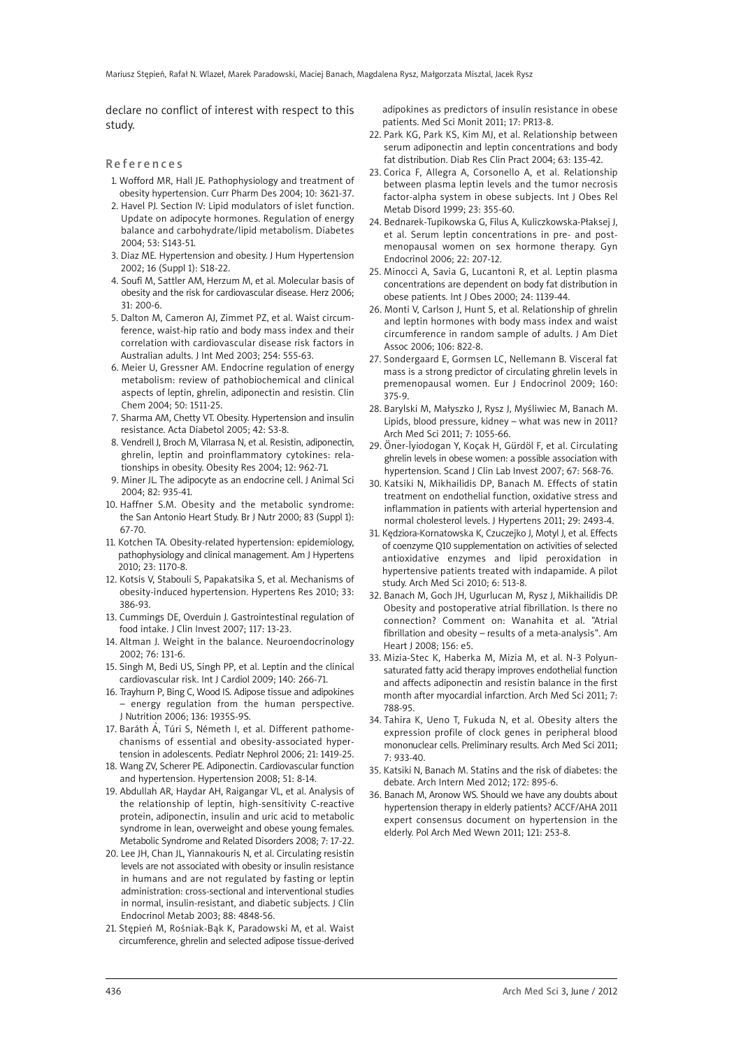declare no conflict of interest with respect to this study.

## References

1. Wofford MR, Hall JE. Pathophysiology and treatment of obesity hypertension. Curr Pharm Des 2004; 10: 3621-37.
2. Havel PJ. Section IV: Lipid modulators of islet function. Update on adipocyte hormones. Regulation of energy balance and carbohydrate/lipid metabolism. Diabetes 2004; 53: S143-51.
3. Diaz ME. Hypertension and obesity. J Hum Hypertension 2002; 16 (Suppl 1): S18-22.
4. Soufi M, Sattler AM, Herzum M, et al. Molecular basis of obesity and the risk for cardiovascular disease. Herz 2006; 31: 200-6.
5. Dalton M, Cameron AJ, Zimmet PZ, et al. Waist circumference, waist-hip ratio and body mass index and their correlation with cardiovascular disease risk factors in Australian adults. J Int Med 2003; 254: 555-63.
6. Meier U, Gressner AM. Endocrine regulation of energy metabolism: review of pathobiochemical and clinical aspects of leptin, ghrelin, adiponectin and resistin. Clin Chem 2004; 50: 1511-25.
7. Sharma AM, Chetty VT. Obesity. Hypertension and insulin resistance. Acta Diabetol 2005; 42: S3-8.
8. Vendrell J, Broch M, Vilarrasa N, et al. Resistin, adiponectin, ghrelin, leptin and proinflammatory cytokines: relationships in obesity. Obesity Res 2004; 12: 962-71.
9. Miner JL. The adipocyte as an endocrine cell. J Animal Sci 2004; 82: 935-41.
10. Haffner S.M. Obesity and the metabolic syndrome: the San Antonio Heart Study. Br J Nutr 2000; 83 (Suppl 1): 67-70.
11. Kotchen TA. Obesity-related hypertension: epidemiology, pathophysiology and clinical management. Am J Hypertens 2010; 23: 1170-8.
12. Kotsis V, Stabouli S, Papakatsika S, et al. Mechanisms of obesity-induced hypertension. Hypertens Res 2010; 33: 386-93.
13. Cummings DE, Overduin J. Gastrointestinal regulation of food intake. J Clin Invest 2007; 117: 13-23.
14. Altman J. Weight in the balance. Neuroendocrinology 2002; 76: 131-6.
15. Singh M, Bedi US, Singh PP, et al. Leptin and the clinical cardiovascular risk. Int J Cardiol 2009; 140: 266-71.
16. Trayhurn P, Bing C, Wood IS. Adipose tissue and adipokines – energy regulation from the human perspective. J Nutrition 2006; 136: 1935S-9S.
17. Baráth À, Túri S, Németh I, et al. Different pathomechanisms of essential and obesity-associated hypertension in adolescents. Pediatr Nephrol 2006; 21: 1419-25.
18. Wang ZV, Scherer PE. Adiponectin. Cardiovascular function and hypertension. Hypertension 2008; 51: 8-14.
19. Abdullah AR, Haydar AH, Raigangar VL, et al. Analysis of the relationship of leptin, high-sensitivity C-reactive protein, adiponectin, insulin and uric acid to metabolic syndrome in lean, overweight and obese young females. Metabolic Syndrome and Related Disorders 2008; 7: 17-22.
20. Lee JH, Chan JL, Yiannakouris N, et al. Circulating resistin levels are not associated with obesity or insulin resistance in humans and are not regulated by fasting or leptin administration: cross-sectional and interventional studies in normal, insulin-resistant, and diabetic subjects. J Clin Endocrinol Metab 2003; 88: 4848-56.
21. Stępień M, Rośniak-Bąk K, Paradowski M, et al. Waist circumference, ghrelin and selected adipose tissue-derived adipokines as predictors of insulin resistance in obese patients. Med Sci Monit 2011; 17: PR13-8.
22. Park KG, Park KS, Kim MJ, et al. Relationship between serum adiponectin and leptin concentrations and body fat distribution. Diab Res Clin Pract 2004; 63: 135-42.
23. Corica F, Allegra A, Corsonello A, et al. Relationship between plasma leptin levels and the tumor necrosis factor-alpha system in obese subjects. Int J Obes Rel Metab Disord 1999; 23: 355-60.
24. Bednarek-Tupikowska G, Filus A, Kuliczkowska-Płaksej J, et al. Serum leptin concentrations in pre- and postmenopausal women on sex hormone therapy. Gyn Endocrinol 2006; 22: 207-12.
25. Minocci A, Savia G, Lucantoni R, et al. Leptin plasma concentrations are dependent on body fat distribution in obese patients. Int J Obes 2000; 24: 1139-44.
26. Monti V, Carlson J, Hunt S, et al. Relationship of ghrelin and leptin hormones with body mass index and waist circumference in random sample of adults. J Am Diet Assoc 2006; 106: 822-8.
27. Sondergaard E, Gormsen LC, Nellemann B. Visceral fat mass is a strong predictor of circulating ghrelin levels in premenopausal women. Eur J Endocrinol 2009; 160: 375-9.
28. Barylski M, Małyszko J, Rysz J, Myśliwiec M, Banach M. Lipids, blood pressure, kidney – what was new in 2011? Arch Med Sci 2011; 7: 1055-66.
29. Öner-Iyiodogan Y, Koçak H, Gürdöl F, et al. Circulating ghrelin levels in obese women: a possible association with hypertension. Scand J Clin Lab Invest 2007; 67: 568-76.
30. Katsiki N, Mikhailidis DP, Banach M. Effects of statin treatment on endothelial function, oxidative stress and inflammation in patients with arterial hypertension and normal cholesterol levels. J Hypertens 2011; 29: 2493-4.
31. Kędziora-Kornatowska K, Czuczejko J, Motyl J, et al. Effects of coenzyme Q10 supplementation on activities of selected antioxidative enzymes and lipid peroxidation in hypertensive patients treated with indapamide. A pilot study. Arch Med Sci 2010; 6: 513-8.
32. Banach M, Goch JH, Ugurlucan M, Rysz J, Mikhailidis DP. Obesity and postoperative atrial fibrillation. Is there no connection? Comment on: Wanahita et al. "Atrial fibrillation and obesity – results of a meta-analysis". Am Heart J 2008; 156: e5.
33. Mizia-Stec K, Haberka M, Mizia M, et al. N-3 Polyunsaturated fatty acid therapy improves endothelial function and affects adiponectin and resistin balance in the first month after myocardial infarction. Arch Med Sci 2011; 7: 788-95.
34. Tahira K, Ueno T, Fukuda N, et al. Obesity alters the expression profile of clock genes in peripheral blood mononuclear cells. Preliminary results. Arch Med Sci 2011; 7: 933-40.
35. Katsiki N, Banach M. Statins and the risk of diabetes: the debate. Arch Intern Med 2012; 172: 895-6.
36. Banach M, Aronow WS. Should we have any doubts about hypertension therapy in elderly patients? ACCF/AHA 2011 expert consensus document on hypertension in the elderly. Pol Arch Med Wewn 2011; 121: 253-8.